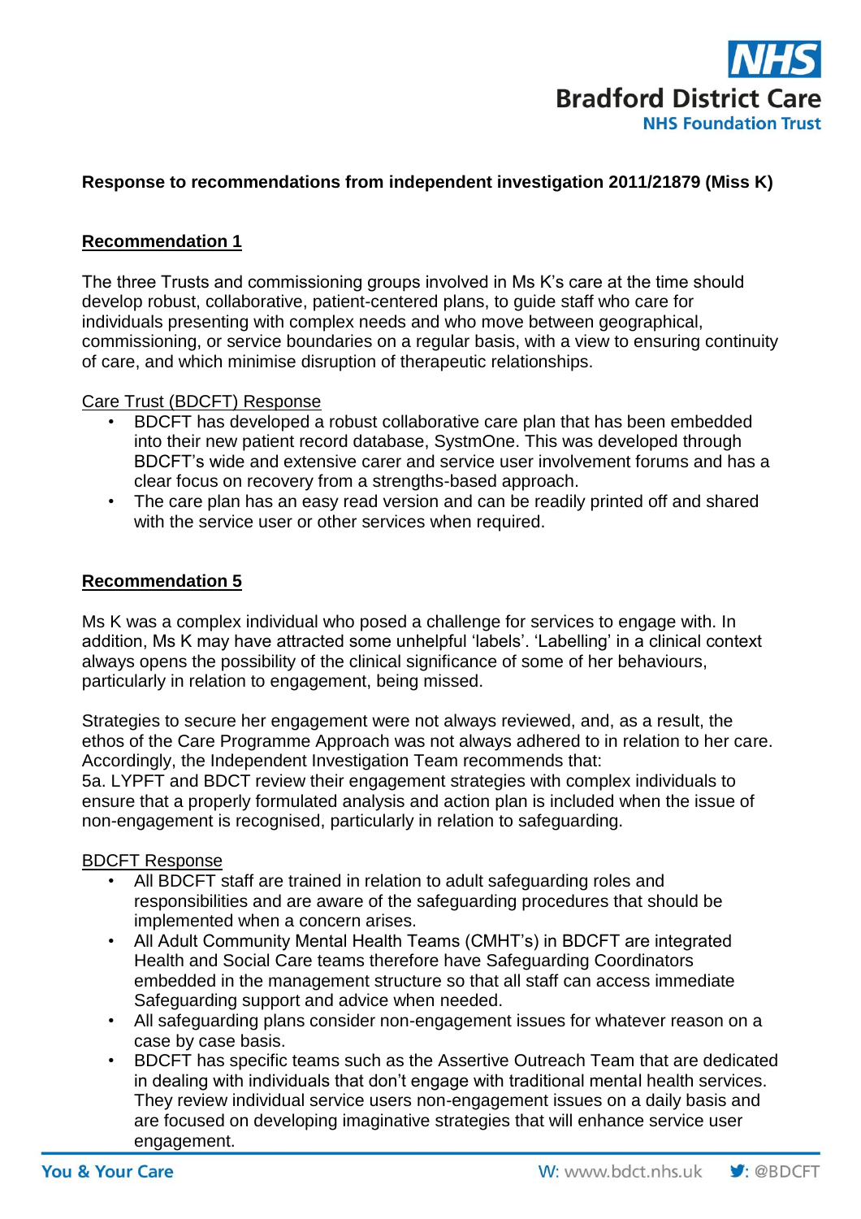**Response to recommendations from independent investigation 2011/21879 (Miss K)**

## Recommendation 1

The three Trusts and commissioning groups involved in Ms K's care at the time should develop robust, collaborative, patient-centered plans, to guide staff who care for individuals presenting with complex needs and who move between geographical, commissioning, or service boundaries on a regular basis, with a view to ensuring continuity of care, and which minimise disruption of therapeutic relationships.

Care Trust (BDCFT) Response

- BDCFT has developed a robust collaborative care plan that has been embedded into their new patient record database, SystmOne. This was developed through BDCFT's wide and extensive carer and service user involvement forums and has a clear focus on recovery from a strengths-based approach.
- The care plan has an easy read version and can be readily printed off and shared with the service user or other services when required.

## Recommendation 5

Ms K was a complex individual who posed a challenge for services to engage with. In addition, Ms K may have attracted some unhelpful 'labels'. 'Labelling' in a clinical context always opens the possibility of the clinical significance of some of her behaviours, particularly in relation to engagement, being missed.

Strategies to secure her engagement were not always reviewed, and, as a result, the ethos of the Care Programme Approach was not always adhered to in relation to her care. Accordingly, the Independent Investigation Team recommends that:
5a. LYPFT and BDCT review their engagement strategies with complex individuals to ensure that a properly formulated analysis and action plan is included when the issue of non-engagement is recognised, particularly in relation to safeguarding.

BDCFT Response

- All BDCFT staff are trained in relation to adult safeguarding roles and responsibilities and are aware of the safeguarding procedures that should be implemented when a concern arises.
- All Adult Community Mental Health Teams (CMHT's) in BDCFT are integrated Health and Social Care teams therefore have Safeguarding Coordinators embedded in the management structure so that all staff can access immediate Safeguarding support and advice when needed.
- All safeguarding plans consider non-engagement issues for whatever reason on a case by case basis.
- BDCFT has specific teams such as the Assertive Outreach Team that are dedicated in dealing with individuals that don't engage with traditional mental health services. They review individual service users non-engagement issues on a daily basis and are focused on developing imaginative strategies that will enhance service user engagement.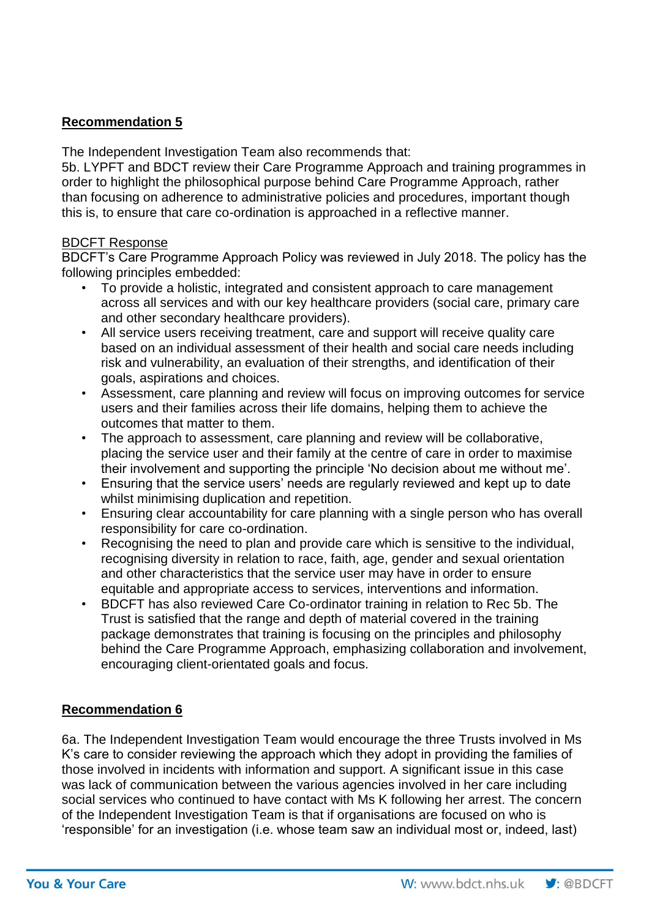**<u>Recommendation 5</u>**

The Independent Investigation Team also recommends that:
5b. LYPFT and BDCT review their Care Programme Approach and training programmes in order to highlight the philosophical purpose behind Care Programme Approach, rather than focusing on adherence to administrative policies and procedures, important though this is, to ensure that care co-ordination is approached in a reflective manner.

<u>BDCFT Response</u>
BDCFT's Care Programme Approach Policy was reviewed in July 2018. The policy has the following principles embedded:

- To provide a holistic, integrated and consistent approach to care management across all services and with our key healthcare providers (social care, primary care and other secondary healthcare providers).
- All service users receiving treatment, care and support will receive quality care based on an individual assessment of their health and social care needs including risk and vulnerability, an evaluation of their strengths, and identification of their goals, aspirations and choices.
- Assessment, care planning and review will focus on improving outcomes for service users and their families across their life domains, helping them to achieve the outcomes that matter to them.
- The approach to assessment, care planning and review will be collaborative, placing the service user and their family at the centre of care in order to maximise their involvement and supporting the principle 'No decision about me without me'.
- Ensuring that the service users' needs are regularly reviewed and kept up to date whilst minimising duplication and repetition.
- Ensuring clear accountability for care planning with a single person who has overall responsibility for care co-ordination.
- Recognising the need to plan and provide care which is sensitive to the individual, recognising diversity in relation to race, faith, age, gender and sexual orientation and other characteristics that the service user may have in order to ensure equitable and appropriate access to services, interventions and information.
- BDCFT has also reviewed Care Co-ordinator training in relation to Rec 5b. The Trust is satisfied that the range and depth of material covered in the training package demonstrates that training is focusing on the principles and philosophy behind the Care Programme Approach, emphasizing collaboration and involvement, encouraging client-orientated goals and focus.

**<u>Recommendation 6</u>**

6a. The Independent Investigation Team would encourage the three Trusts involved in Ms K's care to consider reviewing the approach which they adopt in providing the families of those involved in incidents with information and support. A significant issue in this case was lack of communication between the various agencies involved in her care including social services who continued to have contact with Ms K following her arrest. The concern of the Independent Investigation Team is that if organisations are focused on who is 'responsible' for an investigation (i.e. whose team saw an individual most or, indeed, last)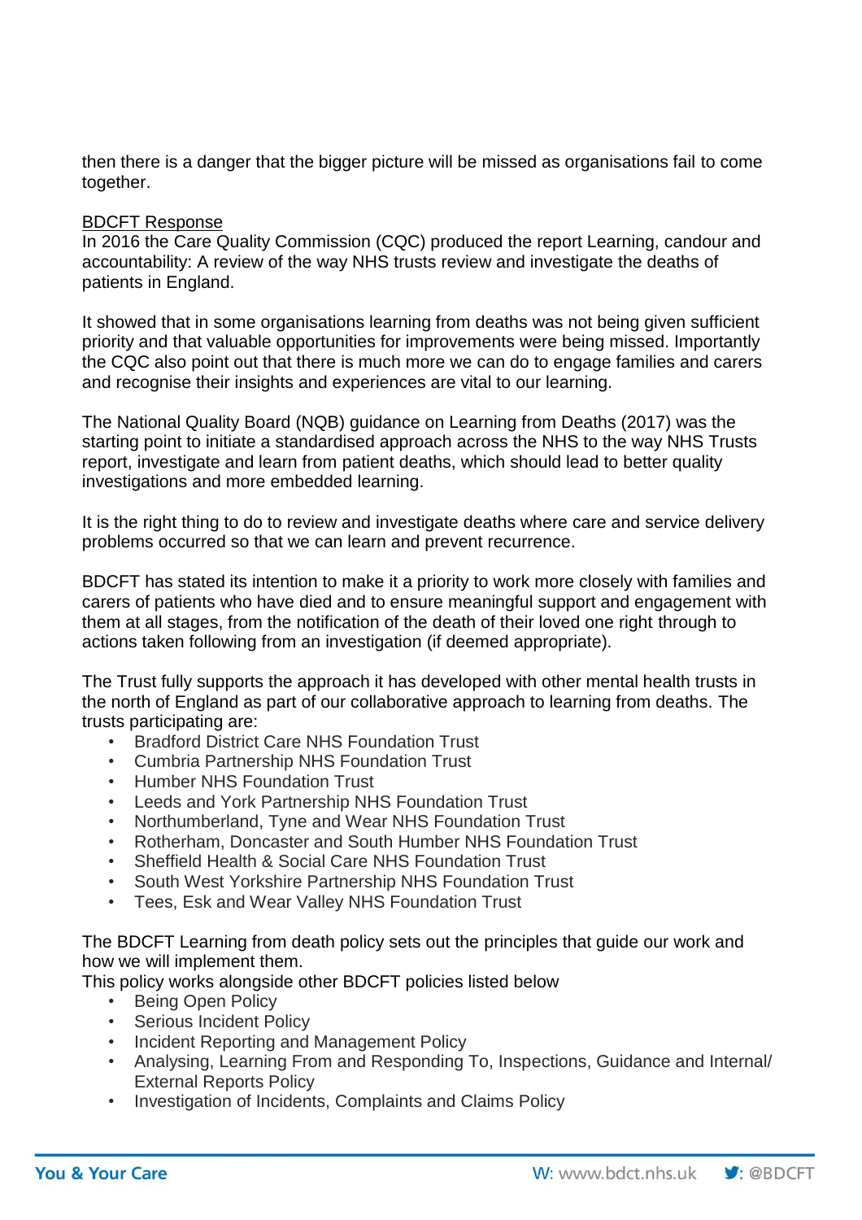then there is a danger that the bigger picture will be missed as organisations fail to come together.

BDCFT Response

In 2016 the Care Quality Commission (CQC) produced the report Learning, candour and accountability: A review of the way NHS trusts review and investigate the deaths of patients in England.

It showed that in some organisations learning from deaths was not being given sufficient priority and that valuable opportunities for improvements were being missed. Importantly the CQC also point out that there is much more we can do to engage families and carers and recognise their insights and experiences are vital to our learning.

The National Quality Board (NQB) guidance on Learning from Deaths (2017) was the starting point to initiate a standardised approach across the NHS to the way NHS Trusts report, investigate and learn from patient deaths, which should lead to better quality investigations and more embedded learning.

It is the right thing to do to review and investigate deaths where care and service delivery problems occurred so that we can learn and prevent recurrence.

BDCFT has stated its intention to make it a priority to work more closely with families and carers of patients who have died and to ensure meaningful support and engagement with them at all stages, from the notification of the death of their loved one right through to actions taken following from an investigation (if deemed appropriate).

The Trust fully supports the approach it has developed with other mental health trusts in the north of England as part of our collaborative approach to learning from deaths. The trusts participating are:

- Bradford District Care NHS Foundation Trust
- Cumbria Partnership NHS Foundation Trust
- Humber NHS Foundation Trust
- Leeds and York Partnership NHS Foundation Trust
- Northumberland, Tyne and Wear NHS Foundation Trust
- Rotherham, Doncaster and South Humber NHS Foundation Trust
- Sheffield Health & Social Care NHS Foundation Trust
- South West Yorkshire Partnership NHS Foundation Trust
- Tees, Esk and Wear Valley NHS Foundation Trust

The BDCFT Learning from death policy sets out the principles that guide our work and how we will implement them.

This policy works alongside other BDCFT policies listed below

- Being Open Policy
- Serious Incident Policy
- Incident Reporting and Management Policy
- Analysing, Learning From and Responding To, Inspections, Guidance and Internal/ External Reports Policy
- Investigation of Incidents, Complaints and Claims Policy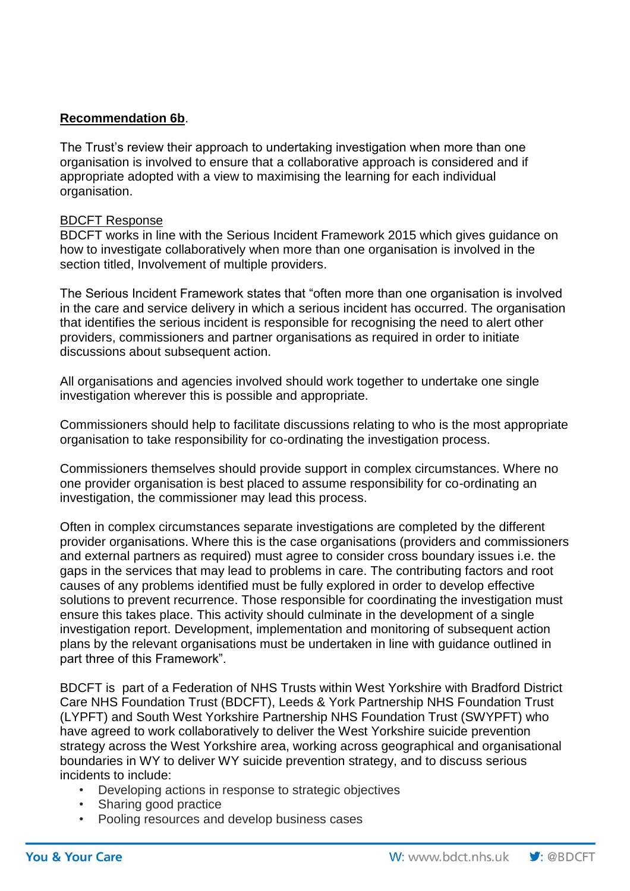**Recommendation 6b**.

The Trust's review their approach to undertaking investigation when more than one organisation is involved to ensure that a collaborative approach is considered and if appropriate adopted with a view to maximising the learning for each individual organisation.

BDCFT Response

BDCFT works in line with the Serious Incident Framework 2015 which gives guidance on how to investigate collaboratively when more than one organisation is involved in the section titled, Involvement of multiple providers.

The Serious Incident Framework states that "often more than one organisation is involved in the care and service delivery in which a serious incident has occurred. The organisation that identifies the serious incident is responsible for recognising the need to alert other providers, commissioners and partner organisations as required in order to initiate discussions about subsequent action.

All organisations and agencies involved should work together to undertake one single investigation wherever this is possible and appropriate.

Commissioners should help to facilitate discussions relating to who is the most appropriate organisation to take responsibility for co-ordinating the investigation process.

Commissioners themselves should provide support in complex circumstances. Where no one provider organisation is best placed to assume responsibility for co-ordinating an investigation, the commissioner may lead this process.

Often in complex circumstances separate investigations are completed by the different provider organisations. Where this is the case organisations (providers and commissioners and external partners as required) must agree to consider cross boundary issues i.e. the gaps in the services that may lead to problems in care. The contributing factors and root causes of any problems identified must be fully explored in order to develop effective solutions to prevent recurrence. Those responsible for coordinating the investigation must ensure this takes place. This activity should culminate in the development of a single investigation report. Development, implementation and monitoring of subsequent action plans by the relevant organisations must be undertaken in line with guidance outlined in part three of this Framework".

BDCFT is part of a Federation of NHS Trusts within West Yorkshire with Bradford District Care NHS Foundation Trust (BDCFT), Leeds & York Partnership NHS Foundation Trust (LYPFT) and South West Yorkshire Partnership NHS Foundation Trust (SWYPFT) who have agreed to work collaboratively to deliver the West Yorkshire suicide prevention strategy across the West Yorkshire area, working across geographical and organisational boundaries in WY to deliver WY suicide prevention strategy, and to discuss serious incidents to include:

- Developing actions in response to strategic objectives
- Sharing good practice
- Pooling resources and develop business cases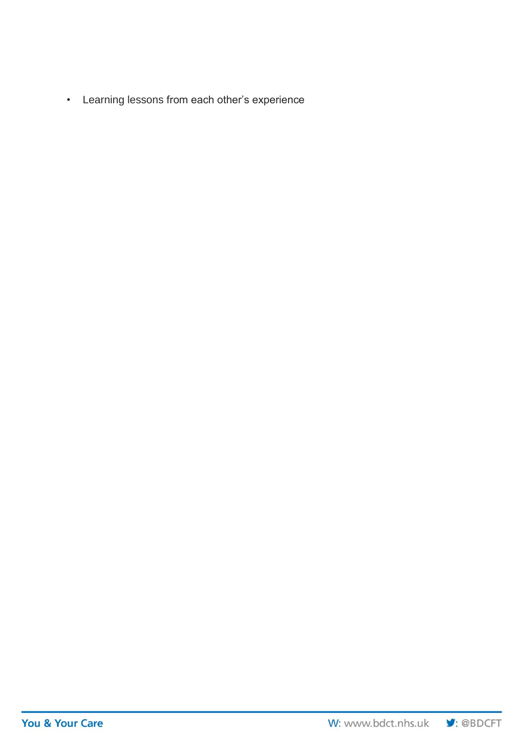- Learning lessons from each other's experience